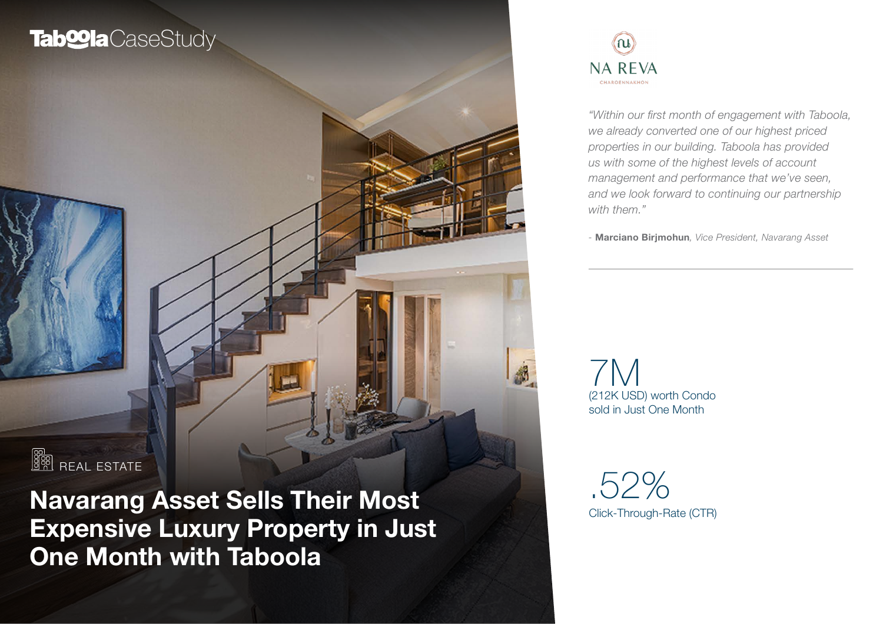Taboola CaseStudy

REAL ESTATE

# Navarang Asset Sells Their Most Expensive Luxury Property in Just One Month with Taboola

NA REVA
CHAROENNAKHON

*"Within our first month of engagement with Taboola, we already converted one of our highest priced properties in our building. Taboola has provided us with some of the highest levels of account management and performance that we've seen, and we look forward to continuing our partnership with them."*

\- **Marciano Birjmohun**, *Vice President, Navarang Asset*

---

## 7M

(212K USD) worth Condo sold in Just One Month

## .52%

Click-Through-Rate (CTR)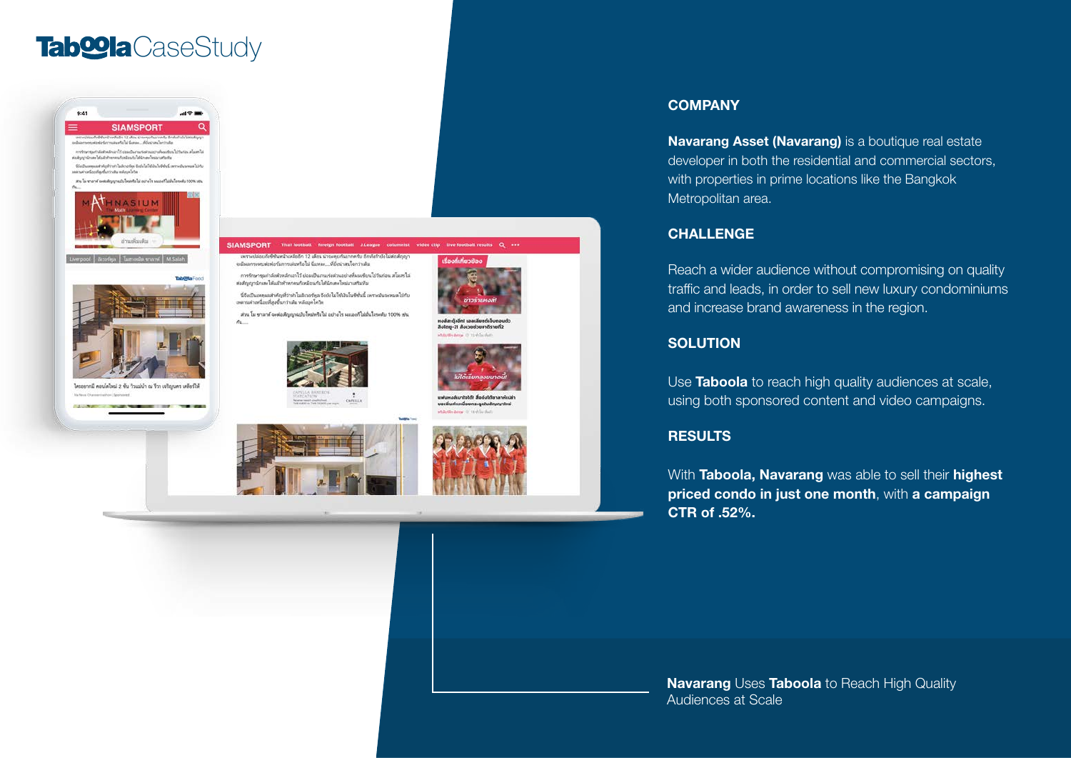# Taboola CaseStudy

## COMPANY

**Navarang Asset (Navarang)** is a boutique real estate developer in both the residential and commercial sectors, with properties in prime locations like the Bangkok Metropolitan area.

## CHALLENGE

Reach a wider audience without compromising on quality traffic and leads, in order to sell new luxury condominiums and increase brand awareness in the region.

## SOLUTION

Use **Taboola** to reach high quality audiences at scale, using both sponsored content and video campaigns.

## RESULTS

With **Taboola, Navarang** was able to sell their **highest priced condo in just one month**, with **a campaign CTR of .52%.**

**Navarang** Uses **Taboola** to Reach High Quality Audiences at Scale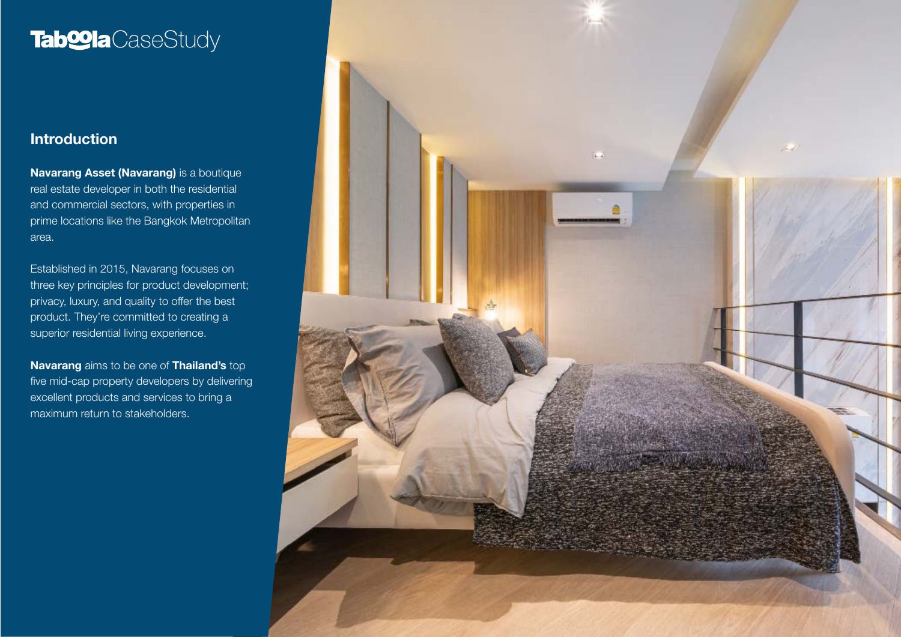# TaboolaCaseStudy

## Introduction

**Navarang Asset (Navarang)** is a boutique real estate developer in both the residential and commercial sectors, with properties in prime locations like the Bangkok Metropolitan area.

Established in 2015, Navarang focuses on three key principles for product development; privacy, luxury, and quality to offer the best product. They're committed to creating a superior residential living experience.

**Navarang** aims to be one of **Thailand's** top five mid-cap property developers by delivering excellent products and services to bring a maximum return to stakeholders.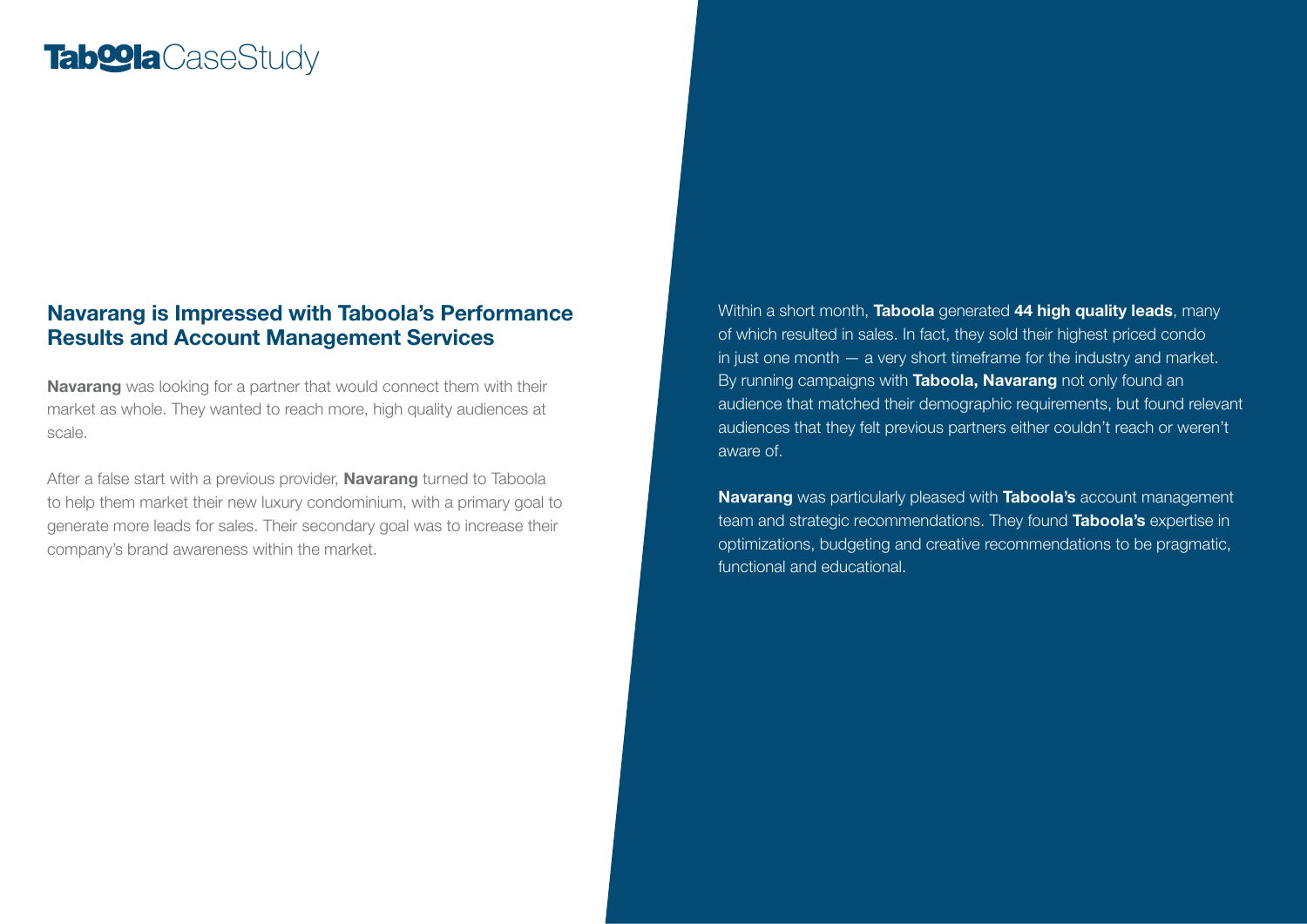# Taboola CaseStudy

## Navarang is Impressed with Taboola's Performance Results and Account Management Services

**Navarang** was looking for a partner that would connect them with their market as whole. They wanted to reach more, high quality audiences at scale.

After a false start with a previous provider, **Navarang** turned to Taboola to help them market their new luxury condominium, with a primary goal to generate more leads for sales. Their secondary goal was to increase their company's brand awareness within the market.

Within a short month, **Taboola** generated **44 high quality leads**, many of which resulted in sales. In fact, they sold their highest priced condo in just one month — a very short timeframe for the industry and market. By running campaigns with **Taboola, Navarang** not only found an audience that matched their demographic requirements, but found relevant audiences that they felt previous partners either couldn't reach or weren't aware of.

**Navarang** was particularly pleased with **Taboola's** account management team and strategic recommendations. They found **Taboola's** expertise in optimizations, budgeting and creative recommendations to be pragmatic, functional and educational.